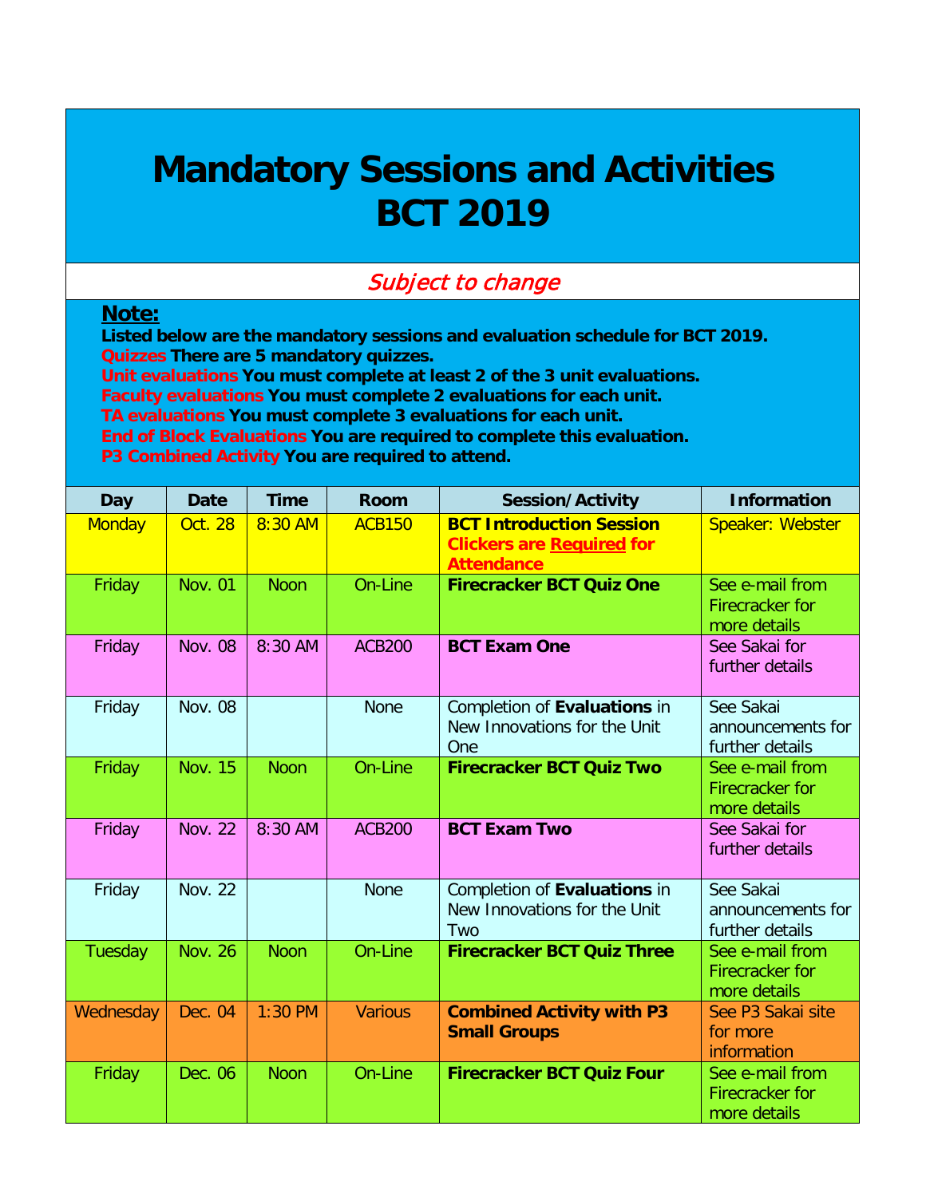# Mandatory Sessions and Activities BCT 2019

*Subject to change*

**Note:**

**Listed below are the mandatory sessions and evaluation schedule for BCT 2019.**
**Quizzes There are 5 mandatory quizzes.**
**Unit evaluations You must complete at least 2 of the 3 unit evaluations.**
**Faculty evaluations You must complete 2 evaluations for each unit.**
**TA evaluations You must complete 3 evaluations for each unit.**
**End of Block Evaluations You are required to complete this evaluation.**
**P3 Combined Activity You are required to attend.**

| Day | Date | Time | Room | Session/Activity | Information |
|---|---|---|---|---|---|
| Monday | Oct. 28 | 8:30 AM | ACB150 | **BCT Introduction Session** **Clickers are Required for Attendance** | Speaker: Webster |
| Friday | Nov. 01 | Noon | On-Line | **Firecracker BCT Quiz One** | See e-mail from Firecracker for more details |
| Friday | Nov. 08 | 8:30 AM | ACB200 | **BCT Exam One** | See Sakai for further details |
| Friday | Nov. 08 | | None | Completion of **Evaluations** in New Innovations for the Unit One | See Sakai announcements for further details |
| Friday | Nov. 15 | Noon | On-Line | **Firecracker BCT Quiz Two** | See e-mail from Firecracker for more details |
| Friday | Nov. 22 | 8:30 AM | ACB200 | **BCT Exam Two** | See Sakai for further details |
| Friday | Nov. 22 | | None | Completion of **Evaluations** in New Innovations for the Unit Two | See Sakai announcements for further details |
| Tuesday | Nov. 26 | Noon | On-Line | **Firecracker BCT Quiz Three** | See e-mail from Firecracker for more details |
| Wednesday | Dec. 04 | 1:30 PM | Various | **Combined Activity with P3 Small Groups** | See P3 Sakai site for more information |
| Friday | Dec. 06 | Noon | On-Line | **Firecracker BCT Quiz Four** | See e-mail from Firecracker for more details |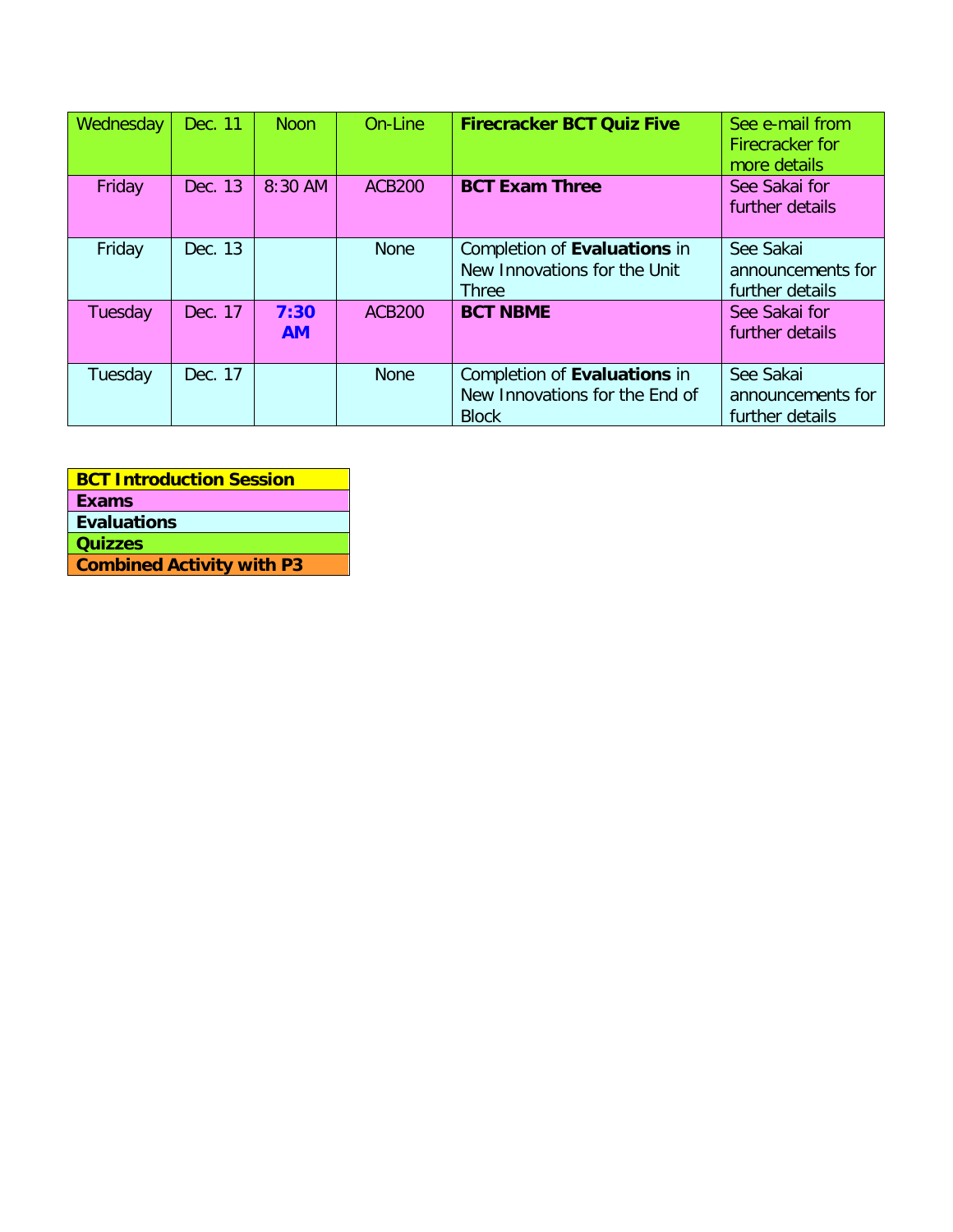| | | | | | |
|---|---|---|---|---|---|
| Wednesday | Dec. 11 | Noon | On-Line | **Firecracker BCT Quiz Five** | See e-mail from Firecracker for more details |
| Friday | Dec. 13 | 8:30 AM | ACB200 | **BCT Exam Three** | See Sakai for further details |
| Friday | Dec. 13 | | None | Completion of **Evaluations** in New Innovations for the Unit Three | See Sakai announcements for further details |
| Tuesday | Dec. 17 | **7:30 AM** | ACB200 | **BCT NBME** | See Sakai for further details |
| Tuesday | Dec. 17 | | None | Completion of **Evaluations** in New Innovations for the End of Block | See Sakai announcements for further details |

| |
|---|
| **BCT Introduction Session** |
| **Exams** |
| **Evaluations** |
| **Quizzes** |
| **Combined Activity with P3** |